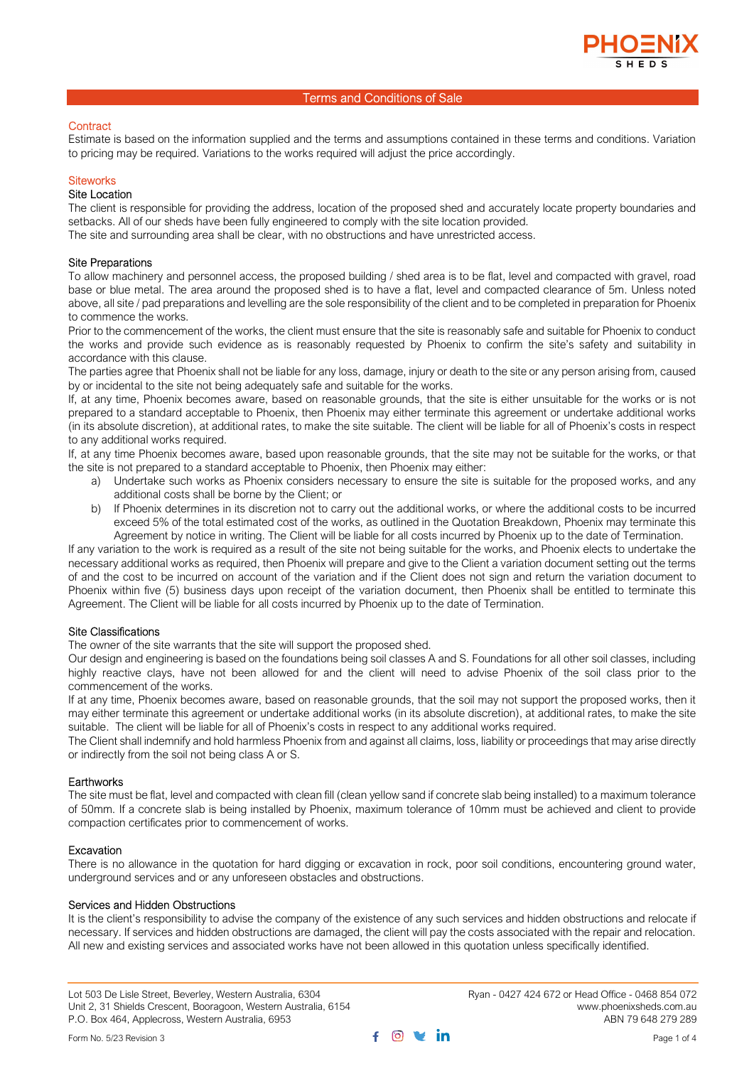# Terms and Conditions of Sale

## Contract

Estimate is based on the information supplied and the terms and assumptions contained in these terms and conditions. Variation to pricing may be required. Variations to the works required will adjust the price accordingly.

## Siteworks

### Site Location

The client is responsible for providing the address, location of the proposed shed and accurately locate property boundaries and setbacks. All of our sheds have been fully engineered to comply with the site location provided.

The site and surrounding area shall be clear, with no obstructions and have unrestricted access.

### Site Preparations

To allow machinery and personnel access, the proposed building / shed area is to be flat, level and compacted with gravel, road base or blue metal. The area around the proposed shed is to have a flat, level and compacted clearance of 5m. Unless noted above, all site / pad preparations and levelling are the sole responsibility of the client and to be completed in preparation for Phoenix to commence the works.

Prior to the commencement of the works, the client must ensure that the site is reasonably safe and suitable for Phoenix to conduct the works and provide such evidence as is reasonably requested by Phoenix to confirm the site's safety and suitability in accordance with this clause.

The parties agree that Phoenix shall not be liable for any loss, damage, injury or death to the site or any person arising from, caused by or incidental to the site not being adequately safe and suitable for the works.

If, at any time, Phoenix becomes aware, based on reasonable grounds, that the site is either unsuitable for the works or is not prepared to a standard acceptable to Phoenix, then Phoenix may either terminate this agreement or undertake additional works (in its absolute discretion), at additional rates, to make the site suitable. The client will be liable for all of Phoenix's costs in respect to any additional works required.

If, at any time Phoenix becomes aware, based upon reasonable grounds, that the site may not be suitable for the works, or that the site is not prepared to a standard acceptable to Phoenix, then Phoenix may either:

a) Undertake such works as Phoenix considers necessary to ensure the site is suitable for the proposed works, and any additional costs shall be borne by the Client; or
b) If Phoenix determines in its discretion not to carry out the additional works, or where the additional costs to be incurred exceed 5% of the total estimated cost of the works, as outlined in the Quotation Breakdown, Phoenix may terminate this Agreement by notice in writing. The Client will be liable for all costs incurred by Phoenix up to the date of Termination.

If any variation to the work is required as a result of the site not being suitable for the works, and Phoenix elects to undertake the necessary additional works as required, then Phoenix will prepare and give to the Client a variation document setting out the terms of and the cost to be incurred on account of the variation and if the Client does not sign and return the variation document to Phoenix within five (5) business days upon receipt of the variation document, then Phoenix shall be entitled to terminate this Agreement. The Client will be liable for all costs incurred by Phoenix up to the date of Termination.

### Site Classifications

The owner of the site warrants that the site will support the proposed shed.

Our design and engineering is based on the foundations being soil classes A and S. Foundations for all other soil classes, including highly reactive clays, have not been allowed for and the client will need to advise Phoenix of the soil class prior to the commencement of the works.

If at any time, Phoenix becomes aware, based on reasonable grounds, that the soil may not support the proposed works, then it may either terminate this agreement or undertake additional works (in its absolute discretion), at additional rates, to make the site suitable. The client will be liable for all of Phoenix's costs in respect to any additional works required.

The Client shall indemnify and hold harmless Phoenix from and against all claims, loss, liability or proceedings that may arise directly or indirectly from the soil not being class A or S.

### Earthworks

The site must be flat, level and compacted with clean fill (clean yellow sand if concrete slab being installed) to a maximum tolerance of 50mm. If a concrete slab is being installed by Phoenix, maximum tolerance of 10mm must be achieved and client to provide compaction certificates prior to commencement of works.

### Excavation

There is no allowance in the quotation for hard digging or excavation in rock, poor soil conditions, encountering ground water, underground services and or any unforeseen obstacles and obstructions.

### Services and Hidden Obstructions

It is the client's responsibility to advise the company of the existence of any such services and hidden obstructions and relocate if necessary. If services and hidden obstructions are damaged, the client will pay the costs associated with the repair and relocation. All new and existing services and associated works have not been allowed in this quotation unless specifically identified.

Lot 503 De Lisle Street, Beverley, Western Australia, 6304
Unit 2, 31 Shields Crescent, Booragoon, Western Australia, 6154
P.O. Box 464, Applecross, Western Australia, 6953

Ryan - 0427 424 672 or Head Office - 0468 854 072
www.phoenixsheds.com.au
ABN 79 648 279 289

Form No. 5/23 Revision 3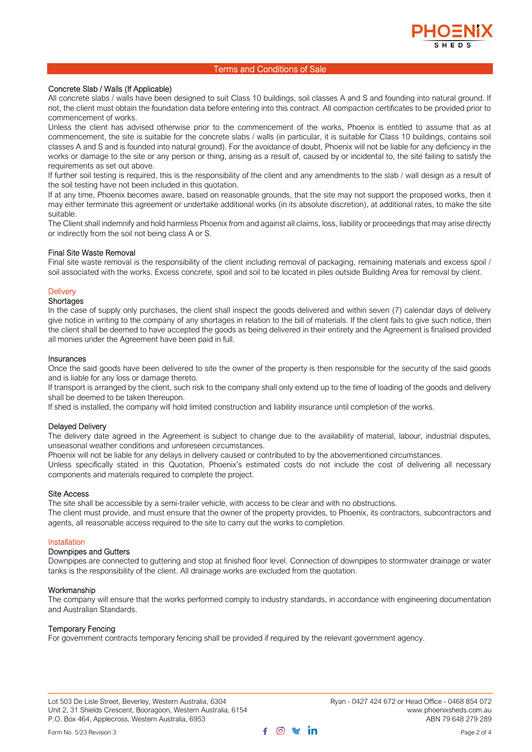# Terms and Conditions of Sale

### Concrete Slab / Walls (If Applicable)

All concrete slabs / walls have been designed to suit Class 10 buildings, soil classes A and S and founding into natural ground. If not, the client must obtain the foundation data before entering into this contract. All compaction certificates to be provided prior to commencement of works.

Unless the client has advised otherwise prior to the commencement of the works, Phoenix is entitled to assume that as at commencement, the site is suitable for the concrete slabs / walls (in particular, it is suitable for Class 10 buildings, contains soil classes A and S and is founded into natural ground). For the avoidance of doubt, Phoenix will not be liable for any deficiency in the works or damage to the site or any person or thing, arising as a result of, caused by or incidental to, the site failing to satisfy the requirements as set out above.

If further soil testing is required, this is the responsibility of the client and any amendments to the slab / wall design as a result of the soil testing have not been included in this quotation.

If at any time, Phoenix becomes aware, based on reasonable grounds, that the site may not support the proposed works, then it may either terminate this agreement or undertake additional works (in its absolute discretion), at additional rates, to make the site suitable.

The Client shall indemnify and hold harmless Phoenix from and against all claims, loss, liability or proceedings that may arise directly or indirectly from the soil not being class A or S.

### Final Site Waste Removal

Final site waste removal is the responsibility of the client including removal of packaging, remaining materials and excess spoil / soil associated with the works. Excess concrete, spoil and soil to be located in piles outside Building Area for removal by client.

## Delivery

### Shortages

In the case of supply only purchases, the client shall inspect the goods delivered and within seven (7) calendar days of delivery give notice in writing to the company of any shortages in relation to the bill of materials. If the client fails to give such notice, then the client shall be deemed to have accepted the goods as being delivered in their entirety and the Agreement is finalised provided all monies under the Agreement have been paid in full.

### Insurances

Once the said goods have been delivered to site the owner of the property is then responsible for the security of the said goods and is liable for any loss or damage thereto.

If transport is arranged by the client, such risk to the company shall only extend up to the time of loading of the goods and delivery shall be deemed to be taken thereupon.

If shed is installed, the company will hold limited construction and liability insurance until completion of the works.

### Delayed Delivery

The delivery date agreed in the Agreement is subject to change due to the availability of material, labour, industrial disputes, unseasonal weather conditions and unforeseen circumstances.

Phoenix will not be liable for any delays in delivery caused or contributed to by the abovementioned circumstances.

Unless specifically stated in this Quotation, Phoenix's estimated costs do not include the cost of delivering all necessary components and materials required to complete the project.

### Site Access

The site shall be accessible by a semi-trailer vehicle, with access to be clear and with no obstructions.

The client must provide, and must ensure that the owner of the property provides, to Phoenix, its contractors, subcontractors and agents, all reasonable access required to the site to carry out the works to completion.

## Installation

### Downpipes and Gutters

Downpipes are connected to guttering and stop at finished floor level. Connection of downpipes to stormwater drainage or water tanks is the responsibility of the client. All drainage works are excluded from the quotation.

### Workmanship

The company will ensure that the works performed comply to industry standards, in accordance with engineering documentation and Australian Standards.

### Temporary Fencing

For government contracts temporary fencing shall be provided if required by the relevant government agency.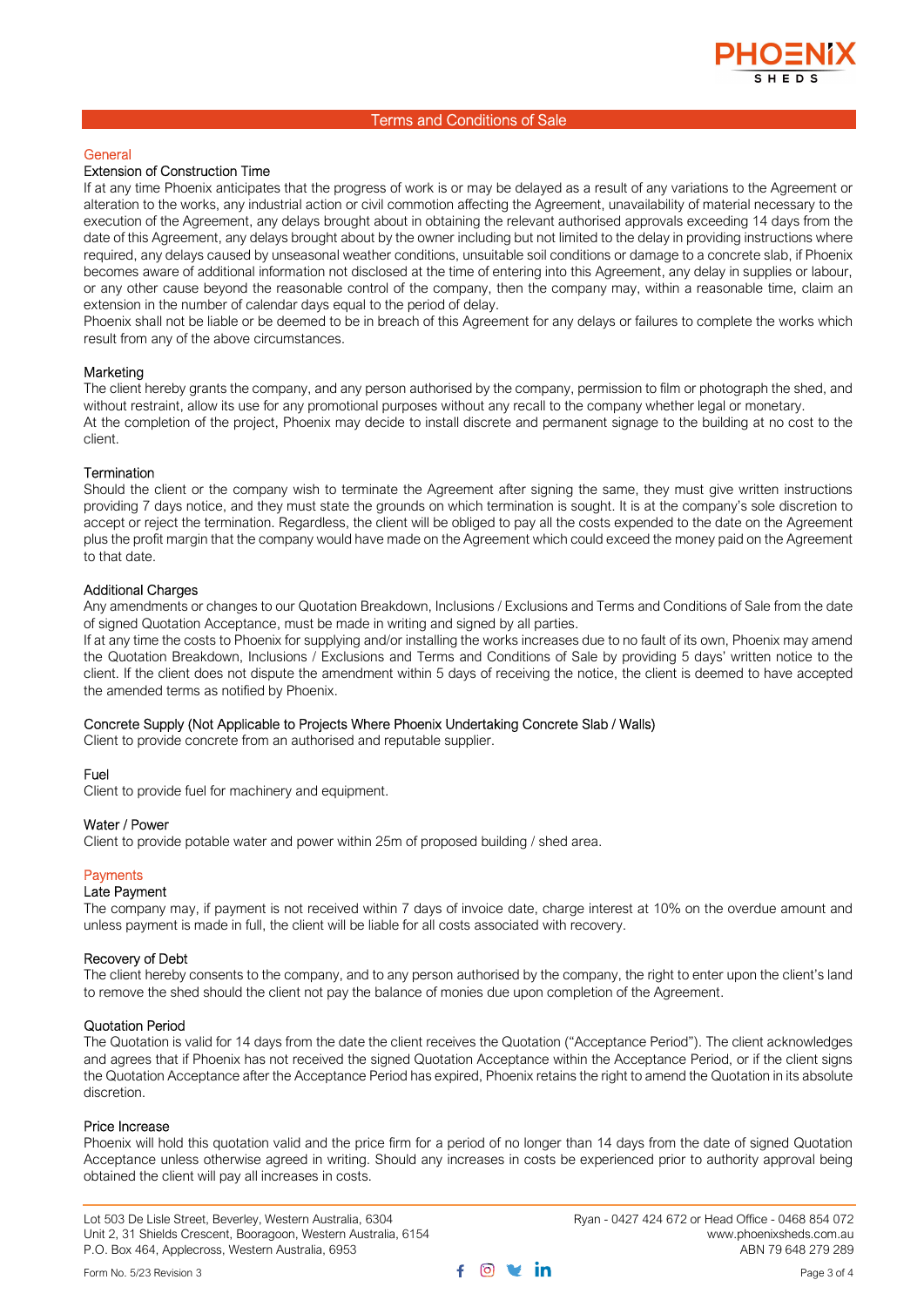# Terms and Conditions of Sale

## General

### Extension of Construction Time

If at any time Phoenix anticipates that the progress of work is or may be delayed as a result of any variations to the Agreement or alteration to the works, any industrial action or civil commotion affecting the Agreement, unavailability of material necessary to the execution of the Agreement, any delays brought about in obtaining the relevant authorised approvals exceeding 14 days from the date of this Agreement, any delays brought about by the owner including but not limited to the delay in providing instructions where required, any delays caused by unseasonal weather conditions, unsuitable soil conditions or damage to a concrete slab, if Phoenix becomes aware of additional information not disclosed at the time of entering into this Agreement, any delay in supplies or labour, or any other cause beyond the reasonable control of the company, then the company may, within a reasonable time, claim an extension in the number of calendar days equal to the period of delay.

Phoenix shall not be liable or be deemed to be in breach of this Agreement for any delays or failures to complete the works which result from any of the above circumstances.

### Marketing

The client hereby grants the company, and any person authorised by the company, permission to film or photograph the shed, and without restraint, allow its use for any promotional purposes without any recall to the company whether legal or monetary.

At the completion of the project, Phoenix may decide to install discrete and permanent signage to the building at no cost to the client.

### Termination

Should the client or the company wish to terminate the Agreement after signing the same, they must give written instructions providing 7 days notice, and they must state the grounds on which termination is sought. It is at the company's sole discretion to accept or reject the termination. Regardless, the client will be obliged to pay all the costs expended to the date on the Agreement plus the profit margin that the company would have made on the Agreement which could exceed the money paid on the Agreement to that date.

### Additional Charges

Any amendments or changes to our Quotation Breakdown, Inclusions / Exclusions and Terms and Conditions of Sale from the date of signed Quotation Acceptance, must be made in writing and signed by all parties.

If at any time the costs to Phoenix for supplying and/or installing the works increases due to no fault of its own, Phoenix may amend the Quotation Breakdown, Inclusions / Exclusions and Terms and Conditions of Sale by providing 5 days' written notice to the client. If the client does not dispute the amendment within 5 days of receiving the notice, the client is deemed to have accepted the amended terms as notified by Phoenix.

### Concrete Supply (Not Applicable to Projects Where Phoenix Undertaking Concrete Slab / Walls)

Client to provide concrete from an authorised and reputable supplier.

### Fuel

Client to provide fuel for machinery and equipment.

### Water / Power

Client to provide potable water and power within 25m of proposed building / shed area.

## Payments

### Late Payment

The company may, if payment is not received within 7 days of invoice date, charge interest at 10% on the overdue amount and unless payment is made in full, the client will be liable for all costs associated with recovery.

### Recovery of Debt

The client hereby consents to the company, and to any person authorised by the company, the right to enter upon the client's land to remove the shed should the client not pay the balance of monies due upon completion of the Agreement.

### Quotation Period

The Quotation is valid for 14 days from the date the client receives the Quotation ("Acceptance Period"). The client acknowledges and agrees that if Phoenix has not received the signed Quotation Acceptance within the Acceptance Period, or if the client signs the Quotation Acceptance after the Acceptance Period has expired, Phoenix retains the right to amend the Quotation in its absolute discretion.

### Price Increase

Phoenix will hold this quotation valid and the price firm for a period of no longer than 14 days from the date of signed Quotation Acceptance unless otherwise agreed in writing. Should any increases in costs be experienced prior to authority approval being obtained the client will pay all increases in costs.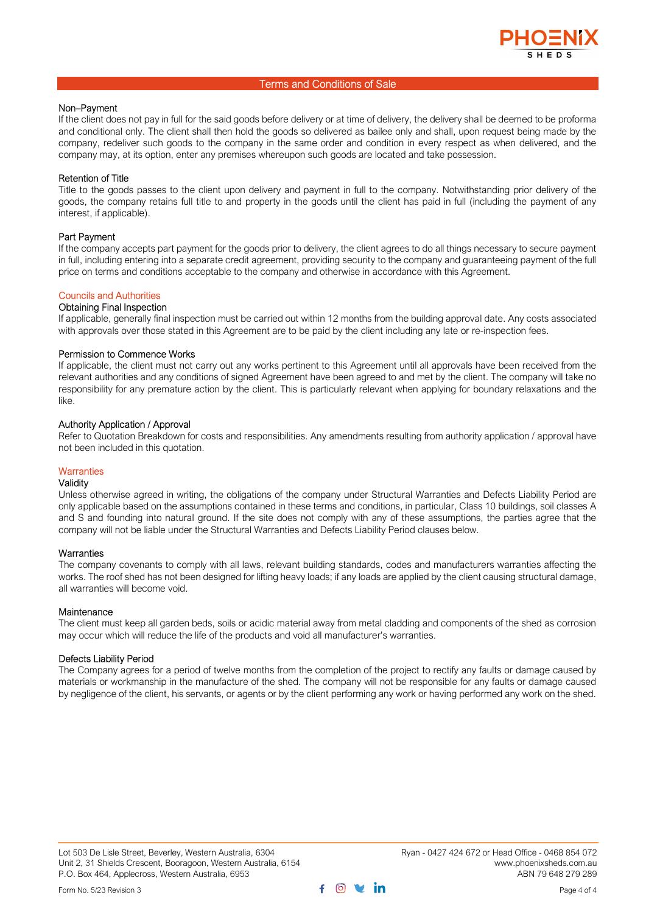## Terms and Conditions of Sale

### Non–Payment

If the client does not pay in full for the said goods before delivery or at time of delivery, the delivery shall be deemed to be proforma and conditional only. The client shall then hold the goods so delivered as bailee only and shall, upon request being made by the company, redeliver such goods to the company in the same order and condition in every respect as when delivered, and the company may, at its option, enter any premises whereupon such goods are located and take possession.

### Retention of Title

Title to the goods passes to the client upon delivery and payment in full to the company. Notwithstanding prior delivery of the goods, the company retains full title to and property in the goods until the client has paid in full (including the payment of any interest, if applicable).

### Part Payment

If the company accepts part payment for the goods prior to delivery, the client agrees to do all things necessary to secure payment in full, including entering into a separate credit agreement, providing security to the company and guaranteeing payment of the full price on terms and conditions acceptable to the company and otherwise in accordance with this Agreement.

## Councils and Authorities

### Obtaining Final Inspection

If applicable, generally final inspection must be carried out within 12 months from the building approval date. Any costs associated with approvals over those stated in this Agreement are to be paid by the client including any late or re-inspection fees.

### Permission to Commence Works

If applicable, the client must not carry out any works pertinent to this Agreement until all approvals have been received from the relevant authorities and any conditions of signed Agreement have been agreed to and met by the client. The company will take no responsibility for any premature action by the client. This is particularly relevant when applying for boundary relaxations and the like.

### Authority Application / Approval

Refer to Quotation Breakdown for costs and responsibilities. Any amendments resulting from authority application / approval have not been included in this quotation.

## Warranties

### Validity

Unless otherwise agreed in writing, the obligations of the company under Structural Warranties and Defects Liability Period are only applicable based on the assumptions contained in these terms and conditions, in particular, Class 10 buildings, soil classes A and S and founding into natural ground. If the site does not comply with any of these assumptions, the parties agree that the company will not be liable under the Structural Warranties and Defects Liability Period clauses below.

### Warranties

The company covenants to comply with all laws, relevant building standards, codes and manufacturers warranties affecting the works. The roof shed has not been designed for lifting heavy loads; if any loads are applied by the client causing structural damage, all warranties will become void.

### Maintenance

The client must keep all garden beds, soils or acidic material away from metal cladding and components of the shed as corrosion may occur which will reduce the life of the products and void all manufacturer's warranties.

### Defects Liability Period

The Company agrees for a period of twelve months from the completion of the project to rectify any faults or damage caused by materials or workmanship in the manufacture of the shed. The company will not be responsible for any faults or damage caused by negligence of the client, his servants, or agents or by the client performing any work or having performed any work on the shed.

Lot 503 De Lisle Street, Beverley, Western Australia, 6304
Unit 2, 31 Shields Crescent, Booragoon, Western Australia, 6154
P.O. Box 464, Applecross, Western Australia, 6953

Ryan - 0427 424 672 or Head Office - 0468 854 072
www.phoenixsheds.com.au
ABN 79 648 279 289

Form No. 5/23 Revision 3